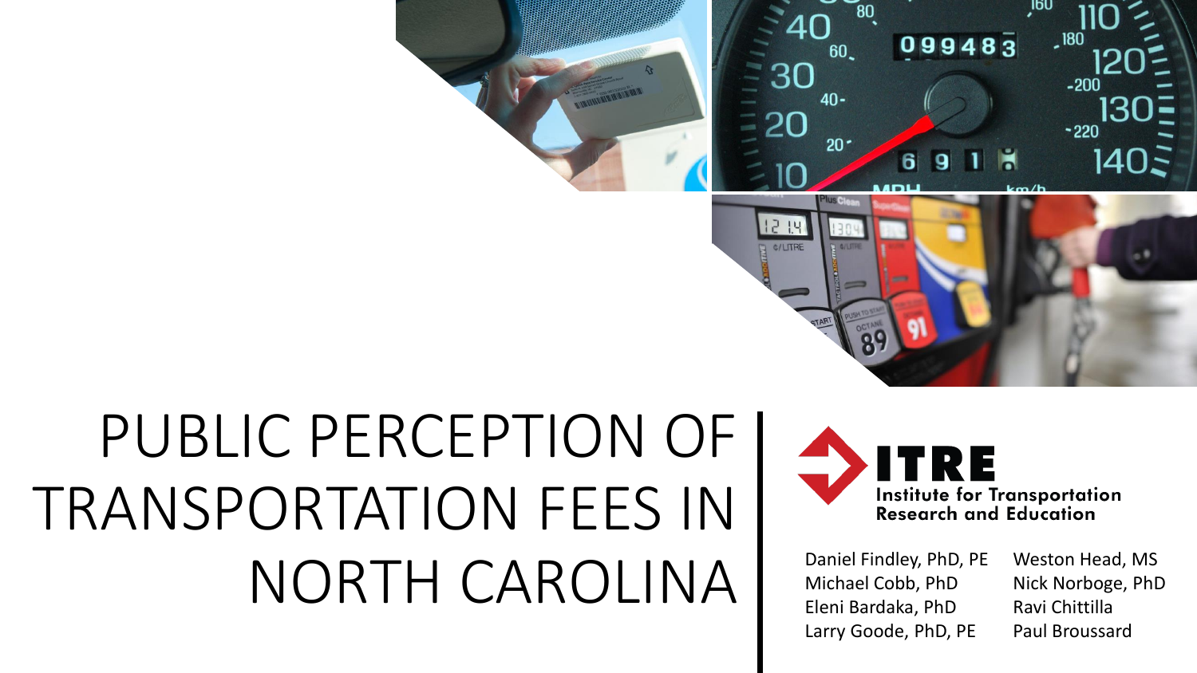# PUBLIC PERCEPTION OF TRANSPORTATION FEES IN NORTH CAROLINA

**ITRE**
Institute for Transportation Research and Education

Daniel Findley, PhD, PE
Michael Cobb, PhD
Eleni Bardaka, PhD
Larry Goode, PhD, PE
Weston Head, MS
Nick Norboge, PhD
Ravi Chittilla
Paul Broussard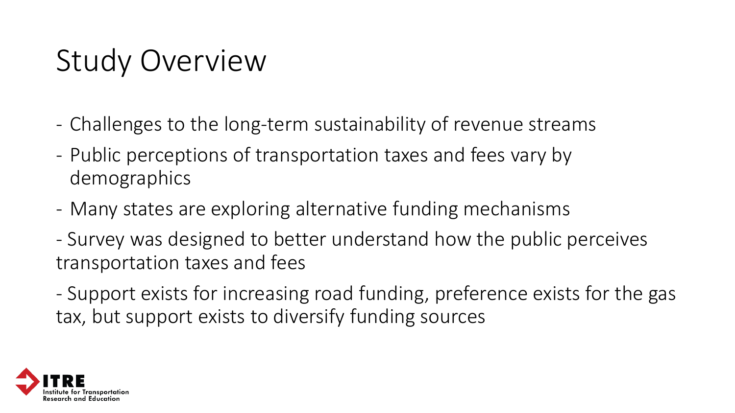# Study Overview

- Challenges to the long-term sustainability of revenue streams
- Public perceptions of transportation taxes and fees vary by demographics
- Many states are exploring alternative funding mechanisms
- Survey was designed to better understand how the public perceives transportation taxes and fees
- Support exists for increasing road funding, preference exists for the gas tax, but support exists to diversify funding sources

ITRE Institute for Transportation Research and Education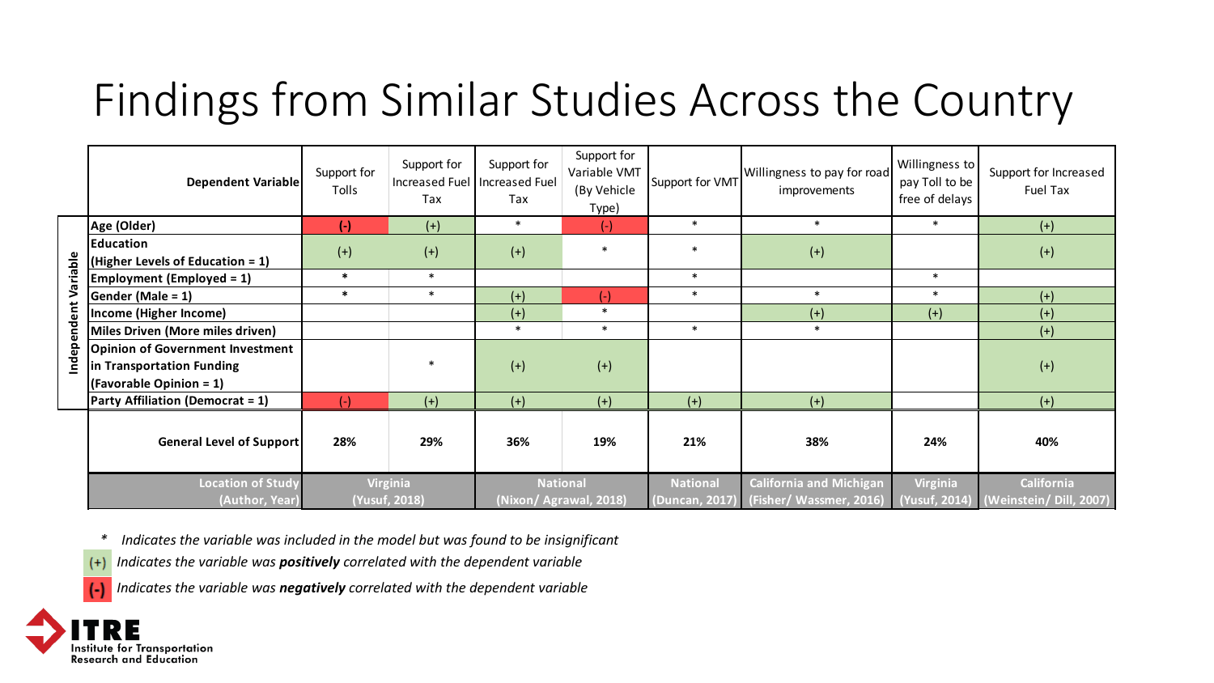# Findings from Similar Studies Across the Country

| | Dependent Variable | Support for Tolls | Support for Increased Fuel Tax | Support for Increased Fuel Tax | Support for Variable VMT (By Vehicle Type) | Support for VMT | Willingness to pay for road improvements | Willingness to pay Toll to be free of delays | Support for Increased Fuel Tax |
|---|---|---|---|---|---|---|---|---|---|
| Independent Variable | Age (Older) | (-) | (+) | * | (-) | * | * | * | (+) |
| | Education (Higher Levels of Education = 1) | (+) | (+) | (+) | * | * | (+) | | (+) |
| | Employment (Employed = 1) | * | * | | | * | | * | |
| | Gender (Male = 1) | * | * | (+) | (-) | * | * | * | (+) |
| | Income (Higher Income) | | | (+) | * | | (+) | (+) | (+) |
| | Miles Driven (More miles driven) | | | * | * | * | * | | (+) |
| | Opinion of Government Investment in Transportation Funding (Favorable Opinion = 1) | | * | (+) | (+) | | | | (+) |
| | Party Affiliation (Democrat = 1) | (-) | (+) | (+) | (+) | (+) | (+) | | (+) |
| | General Level of Support | 28% | 29% | 36% | 19% | 21% | 38% | 24% | 40% |
| | Location of Study (Author, Year) | Virginia (Yusuf, 2018) | | National (Nixon/ Agrawal, 2018) | | National (Duncan, 2017) | California and Michigan (Fisher/ Wassmer, 2016) | Virginia (Yusuf, 2014) | California (Weinstein/ Dill, 2007) |

* *Indicates the variable was included in the model but was found to be insignificant*

(+) *Indicates the variable was **positively** correlated with the dependent variable*

(-) *Indicates the variable was **negatively** correlated with the dependent variable*

ITRE Institute for Transportation Research and Education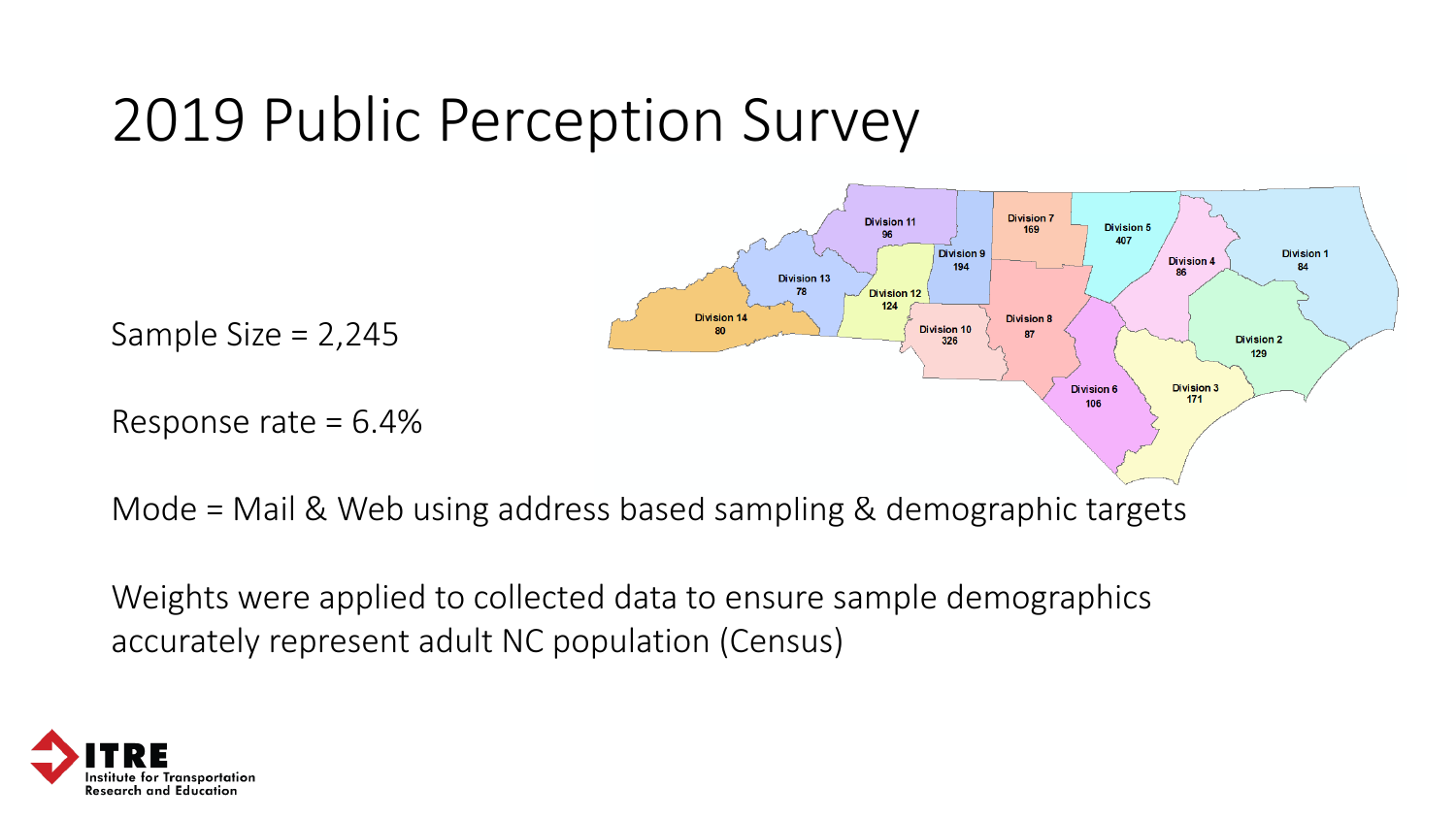# 2019 Public Perception Survey

Sample Size = 2,245

Response rate = 6.4%

| Division | Sample |
|---|---|
| Division 1 | 84 |
| Division 2 | 129 |
| Division 3 | 171 |
| Division 4 | 86 |
| Division 5 | 407 |
| Division 6 | 106 |
| Division 7 | 169 |
| Division 8 | 87 |
| Division 9 | 194 |
| Division 10 | 326 |
| Division 11 | 96 |
| Division 12 | 124 |
| Division 13 | 78 |
| Division 14 | 80 |

Mode = Mail & Web using address based sampling & demographic targets

Weights were applied to collected data to ensure sample demographics accurately represent adult NC population (Census)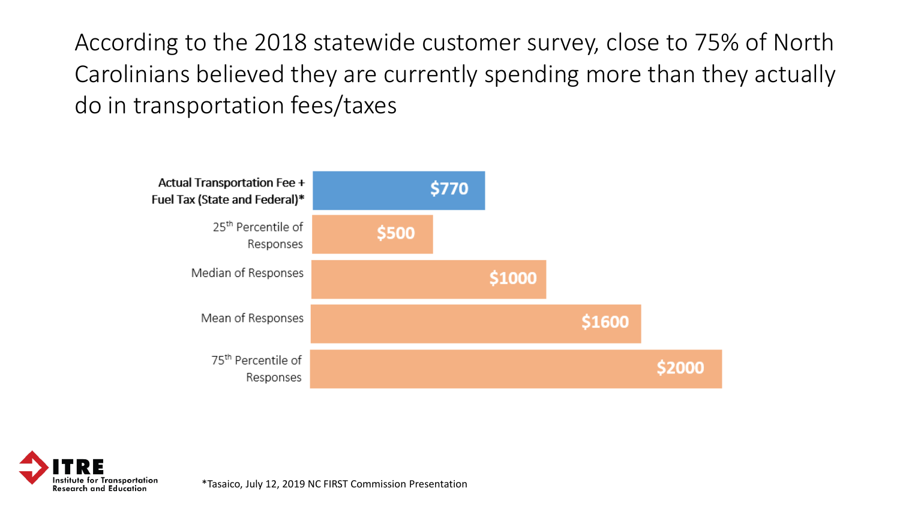# According to the 2018 statewide customer survey, close to 75% of North Carolinians believed they are currently spending more than they actually do in transportation fees/taxes

| | |
|---|---|
| **Actual Transportation Fee + Fuel Tax (State and Federal)*** | $770 |
| 25th Percentile of Responses | $500 |
| Median of Responses | $1000 |
| Mean of Responses | $1600 |
| 75th Percentile of Responses | $2000 |

*Tasaico, July 12, 2019 NC FIRST Commission Presentation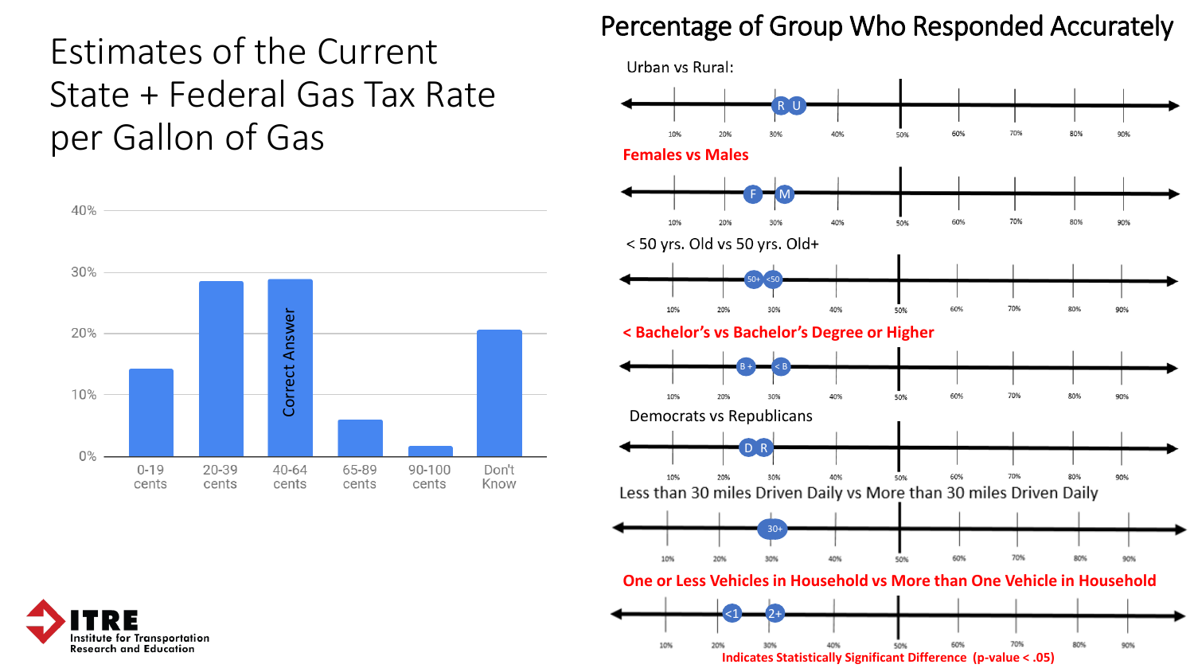# Estimates of the Current State + Federal Gas Tax Rate per Gallon of Gas

| Estimate | Percentage |
|---|---|
| 0-19 cents | ~14% |
| 20-39 cents | ~28.5% |
| 40-64 cents (Correct Answer) | ~29% |
| 65-89 cents | ~6% |
| 90-100 cents | ~2% |
| Don't Know | ~20.5% |

## Percentage of Group Who Responded Accurately

Urban vs Rural:

**Females vs Males**

< 50 yrs. Old vs 50 yrs. Old+

**< Bachelor's vs Bachelor's Degree or Higher**

Democrats vs Republicans

Less than 30 miles Driven Daily vs More than 30 miles Driven Daily

**One or Less Vehicles in Household vs More than One Vehicle in Household**

**Indicates Statistically Significant Difference (p-value < .05)**

ITRE
Institute for Transportation Research and Education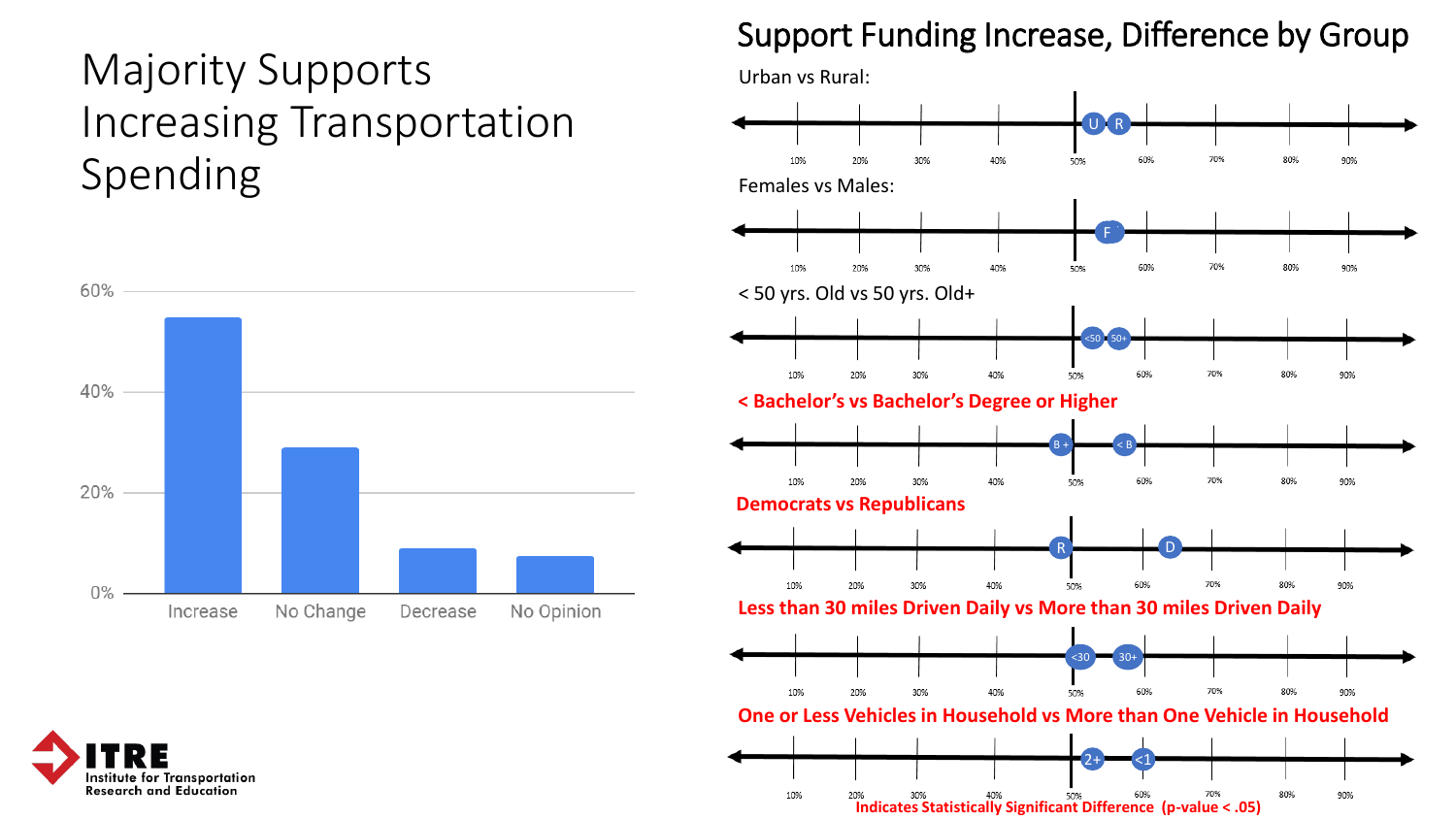# Majority Supports Increasing Transportation Spending

## Support Funding Increase, Difference by Group

Urban vs Rural:

Females vs Males:

< 50 yrs. Old vs 50 yrs. Old+

**< Bachelor's vs Bachelor's Degree or Higher**

**Democrats vs Republicans**

**Less than 30 miles Driven Daily vs More than 30 miles Driven Daily**

**One or Less Vehicles in Household vs More than One Vehicle in Household**

**Indicates Statistically Significant Difference (p-value < .05)**

ITRE Institute for Transportation Research and Education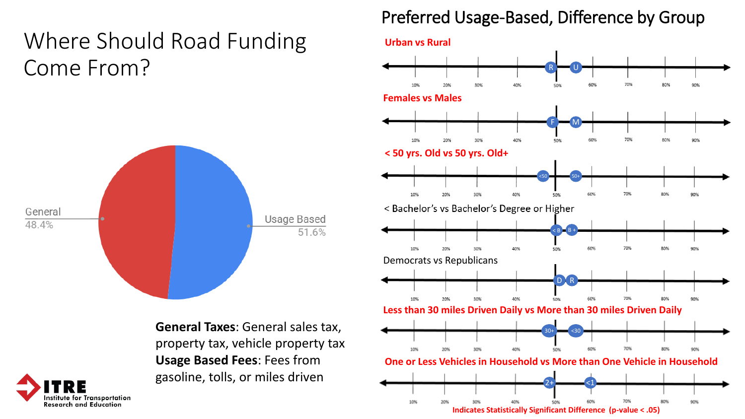# Where Should Road Funding Come From?

General 48.4%

Usage Based 51.6%

**General Taxes**: General sales tax, property tax, vehicle property tax
**Usage Based Fees**: Fees from gasoline, tolls, or miles driven

## Preferred Usage-Based, Difference by Group

**Urban vs Rural**

**Females vs Males**

**< 50 yrs. Old vs 50 yrs. Old+**

< Bachelor's vs Bachelor's Degree or Higher

Democrats vs Republicans

**Less than 30 miles Driven Daily vs More than 30 miles Driven Daily**

**One or Less Vehicles in Household vs More than One Vehicle in Household**

**Indicates Statistically Significant Difference (p-value < .05)**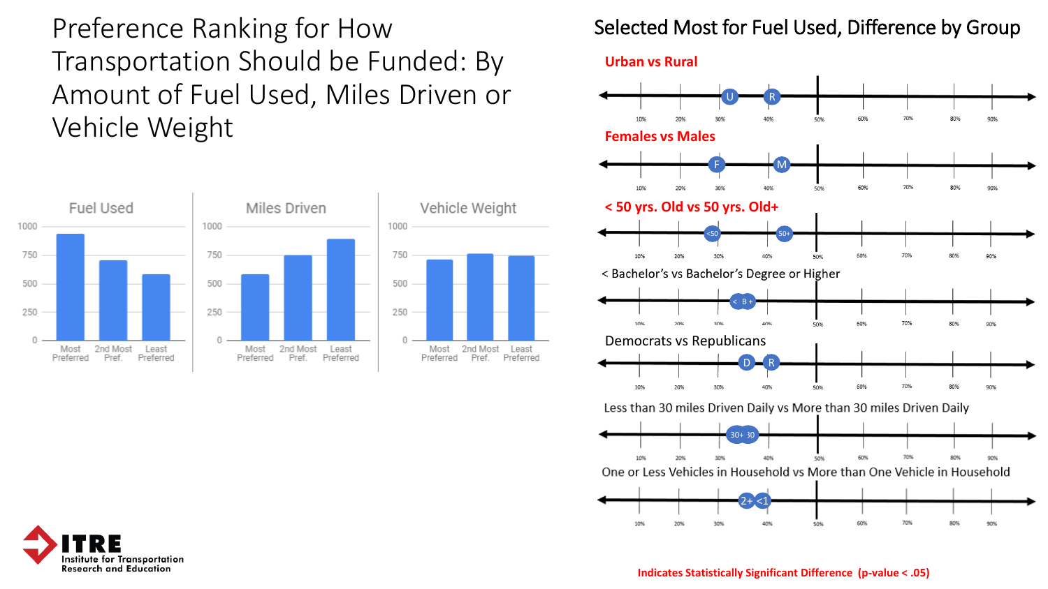# Preference Ranking for How Transportation Should be Funded: By Amount of Fuel Used, Miles Driven or Vehicle Weight

**Fuel Used**

1000, 750, 500, 250, 0

Most Preferred | 2nd Most Pref. | Least Preferred

**Miles Driven**

1000, 750, 500, 250, 0

Most Preferred | 2nd Most Pref. | Least Preferred

**Vehicle Weight**

1000, 750, 500, 250, 0

Most Preferred | 2nd Most Pref. | Least Preferred

## Selected Most for Fuel Used, Difference by Group

**Urban vs Rural**

U R

10% 20% 30% 40% 50% 60% 70% 80% 90%

**Females vs Males**

F M

10% 20% 30% 40% 50% 60% 70% 80% 90%

**< 50 yrs. Old vs 50 yrs. Old+**

<50 50+

10% 20% 30% 40% 50% 60% 70% 80% 90%

< Bachelor's vs Bachelor's Degree or Higher

< B+

10% 20% 30% 40% 50% 60% 70% 80% 90%

Democrats vs Republicans

D R

10% 20% 30% 40% 50% 60% 70% 80% 90%

Less than 30 miles Driven Daily vs More than 30 miles Driven Daily

30+ 30

10% 20% 30% 40% 50% 60% 70% 80% 90%

One or Less Vehicles in Household vs More than One Vehicle in Household

2+ <1

10% 20% 30% 40% 50% 60% 70% 80% 90%

Indicates Statistically Significant Difference (p-value < .05)

ITRE Institute for Transportation Research and Education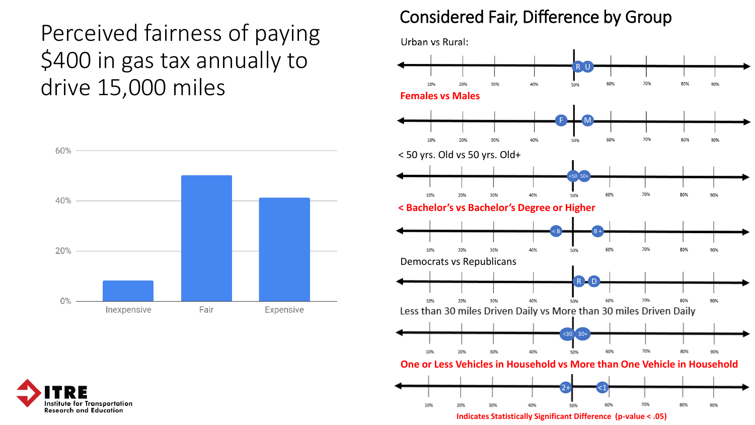# Perceived fairness of paying $400 in gas tax annually to drive 15,000 miles

| Response | Share |
|---|---|
| Inexpensive | ~8% |
| Fair | ~50% |
| Expensive | ~41% |

## Considered Fair, Difference by Group

Urban vs Rural:

R (~50%), U (~54%)

**Females vs Males**

F (~46%), M (~54%)

< 50 yrs. Old vs 50 yrs. Old+

<50 (~50%), 50+ (~53%)

**< Bachelor's vs Bachelor's Degree or Higher**

< B (~43%), B + (~57%)

Democrats vs Republicans

R (~52%), D (~56%)

Less than 30 miles Driven Daily vs More than 30 miles Driven Daily

<30 (~48%), 30+ (~52%)

**One or Less Vehicles in Household vs More than One Vehicle in Household**

2+ (~48%), <1 (~58%)

**Indicates Statistically Significant Difference (p-value < .05)**

ITRE Institute for Transportation Research and Education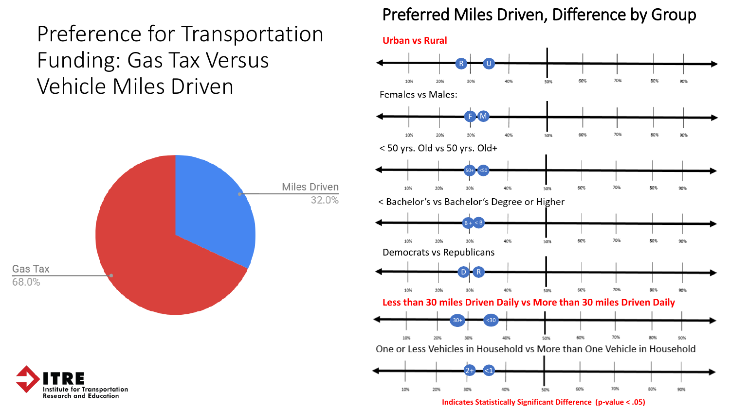# Preference for Transportation Funding: Gas Tax Versus Vehicle Miles Driven

Miles Driven 32.0%

Gas Tax 68.0%

## Preferred Miles Driven, Difference by Group

**Urban vs Rural**

R U

10% 20% 30% 40% 50% 60% 70% 80% 90%

Females vs Males:

F M

10% 20% 30% 40% 50% 60% 70% 80% 90%

< 50 yrs. Old vs 50 yrs. Old+

50+ <50

10% 20% 30% 40% 50% 60% 70% 80% 90%

< Bachelor's vs Bachelor's Degree or Higher

B + < B

10% 20% 30% 40% 50% 60% 70% 80% 90%

Democrats vs Republicans

D R

10% 20% 30% 40% 50% 60% 70% 80% 90%

**Less than 30 miles Driven Daily vs More than 30 miles Driven Daily**

30+ <30

10% 20% 30% 40% 50% 60% 70% 80% 90%

One or Less Vehicles in Household vs More than One Vehicle in Household

2+ <1

10% 20% 30% 40% 50% 60% 70% 80% 90%

**Indicates Statistically Significant Difference (p-value < .05)**

ITRE Institute for Transportation Research and Education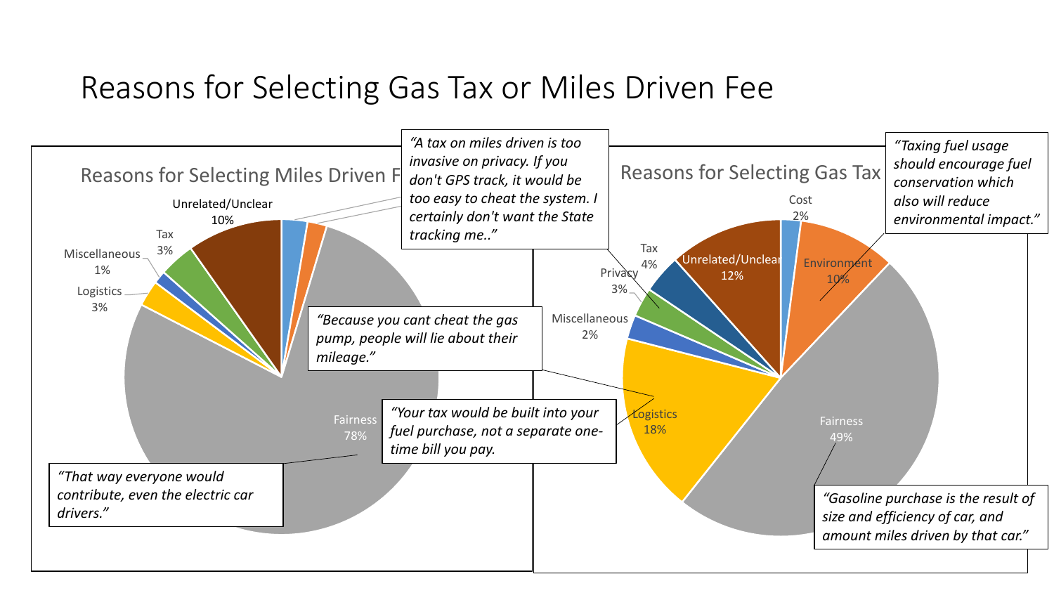# Reasons for Selecting Gas Tax or Miles Driven Fee

## Reasons for Selecting Miles Driven F

| Reason | Percentage |
| --- | --- |
| Fairness | 78% |
| Unrelated/Unclear | 10% |
| Tax | 3% |
| Miscellaneous | 1% |
| Logistics | 3% |

*"That way everyone would contribute, even the electric car drivers."*

*"A tax on miles driven is too invasive on privacy. If you don't GPS track, it would be too easy to cheat the system. I certainly don't want the State tracking me.."*

*"Because you cant cheat the gas pump, people will lie about their mileage."*

*"Your tax would be built into your fuel purchase, not a separate one-time bill you pay.*

## Reasons for Selecting Gas Tax

| Reason | Percentage |
| --- | --- |
| Cost | 2% |
| Environment | 10% |
| Fairness | 49% |
| Logistics | 18% |
| Miscellaneous | 2% |
| Privacy | 3% |
| Tax | 4% |
| Unrelated/Unclear | 12% |

*"Taxing fuel usage should encourage fuel conservation which also will reduce environmental impact."*

*"Gasoline purchase is the result of size and efficiency of car, and amount miles driven by that car."*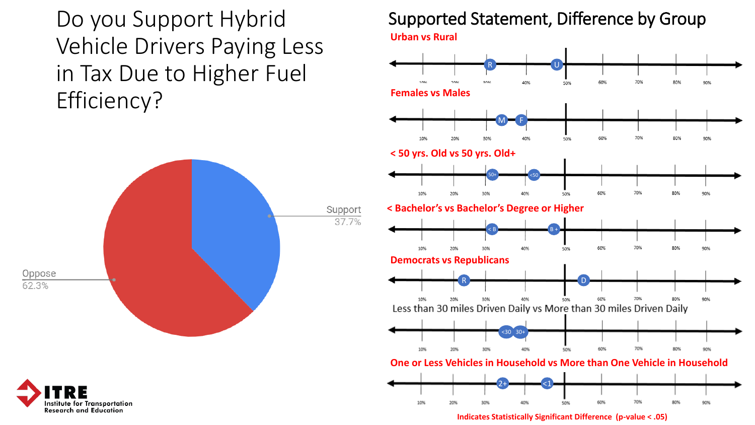# Do you Support Hybrid Vehicle Drivers Paying Less in Tax Due to Higher Fuel Efficiency?

Support 37.7%

Oppose 62.3%

## Supported Statement, Difference by Group

**Urban vs Rural**

**Females vs Males**

**< 50 yrs. Old vs 50 yrs. Old+**

**< Bachelor's vs Bachelor's Degree or Higher**

**Democrats vs Republicans**

Less than 30 miles Driven Daily vs More than 30 miles Driven Daily

**One or Less Vehicles in Household vs More than One Vehicle in Household**

**Indicates Statistically Significant Difference (p-value < .05)**

ITRE Institute for Transportation Research and Education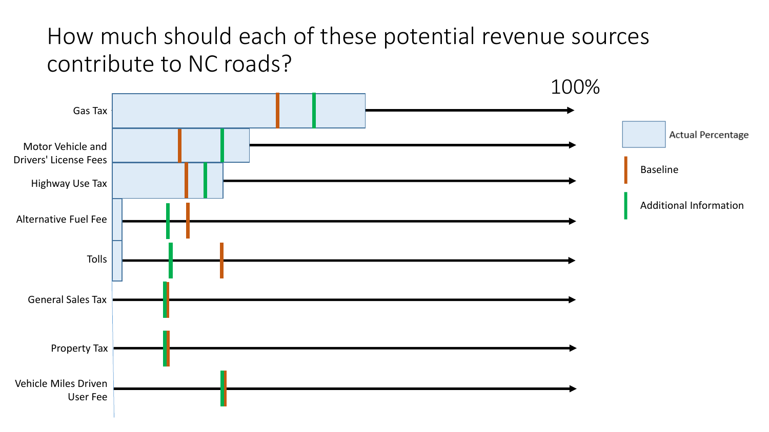# How much should each of these potential revenue sources contribute to NC roads?

100%

- Gas Tax
- Motor Vehicle and Drivers' License Fees
- Highway Use Tax
- Alternative Fuel Fee
- Tolls
- General Sales Tax
- Property Tax
- Vehicle Miles Driven User Fee

Legend:
- Actual Percentage
- Baseline
- Additional Information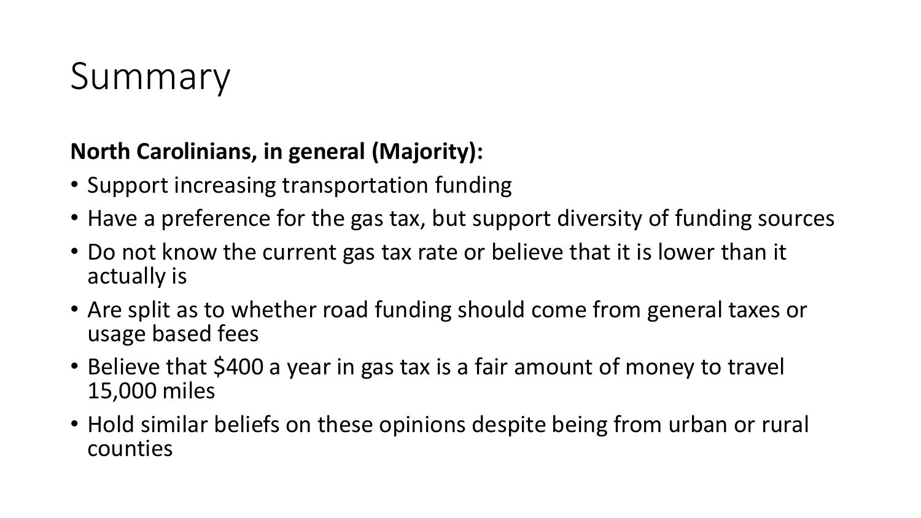# Summary

**North Carolinians, in general (Majority):**

- Support increasing transportation funding
- Have a preference for the gas tax, but support diversity of funding sources
- Do not know the current gas tax rate or believe that it is lower than it actually is
- Are split as to whether road funding should come from general taxes or usage based fees
- Believe that $400 a year in gas tax is a fair amount of money to travel 15,000 miles
- Hold similar beliefs on these opinions despite being from urban or rural counties